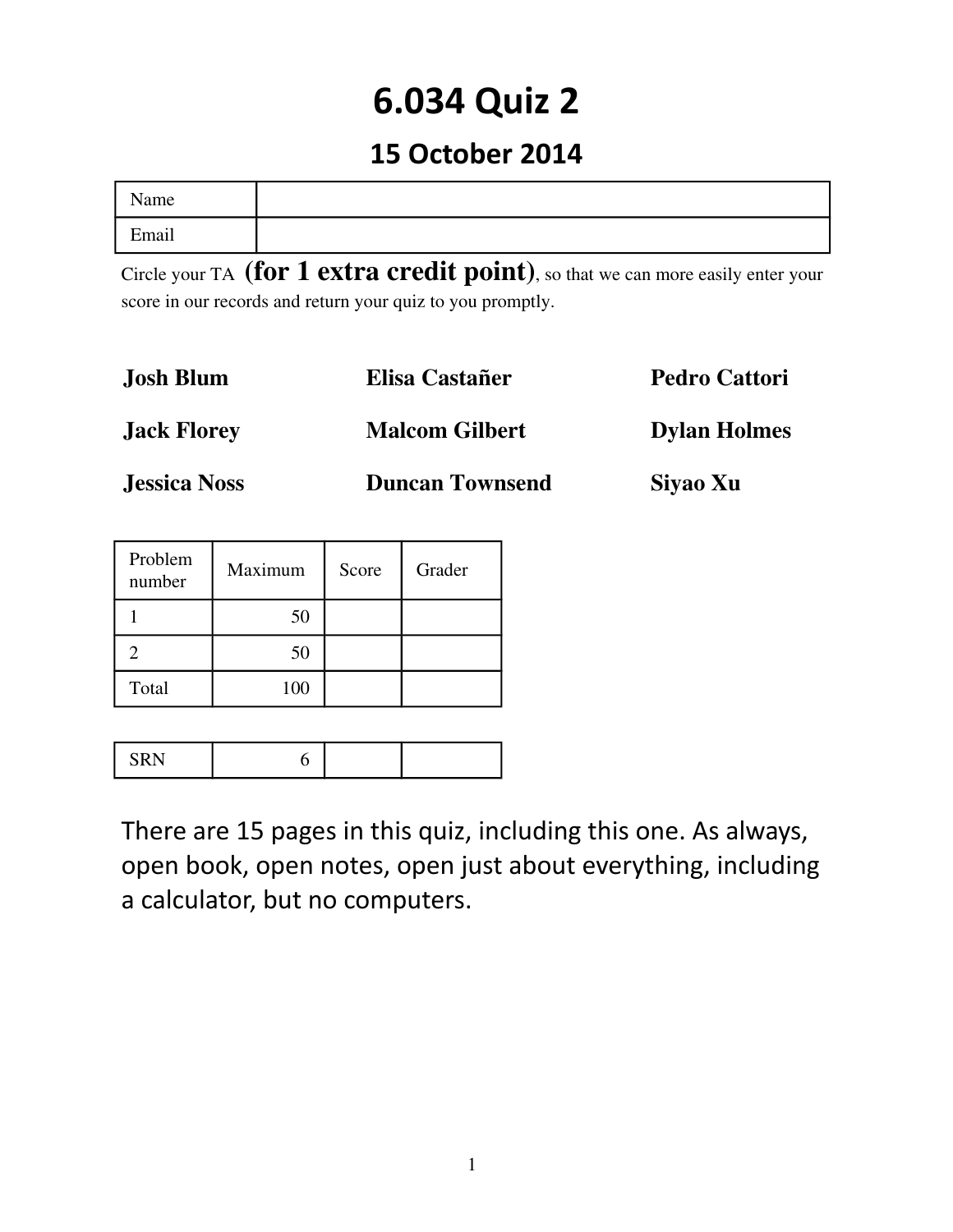# 6.034 Quiz 2

## 15 October 2014

| Name | |
|---|---|
| Email | |

Circle your TA **(for 1 extra credit point)**, so that we can more easily enter your score in our records and return your quiz to you promptly.

**Josh Blum** **Elisa Castañer** **Pedro Cattori**

**Jack Florey** **Malcom Gilbert** **Dylan Holmes**

**Jessica Noss** **Duncan Townsend** **Siyao Xu**

| Problem number | Maximum | Score | Grader |
|---|---|---|---|
| 1 | 50 | | |
| 2 | 50 | | |
| Total | 100 | | |

| SRN | 6 | | |
|---|---|---|---|

There are 15 pages in this quiz, including this one. As always, open book, open notes, open just about everything, including a calculator, but no computers.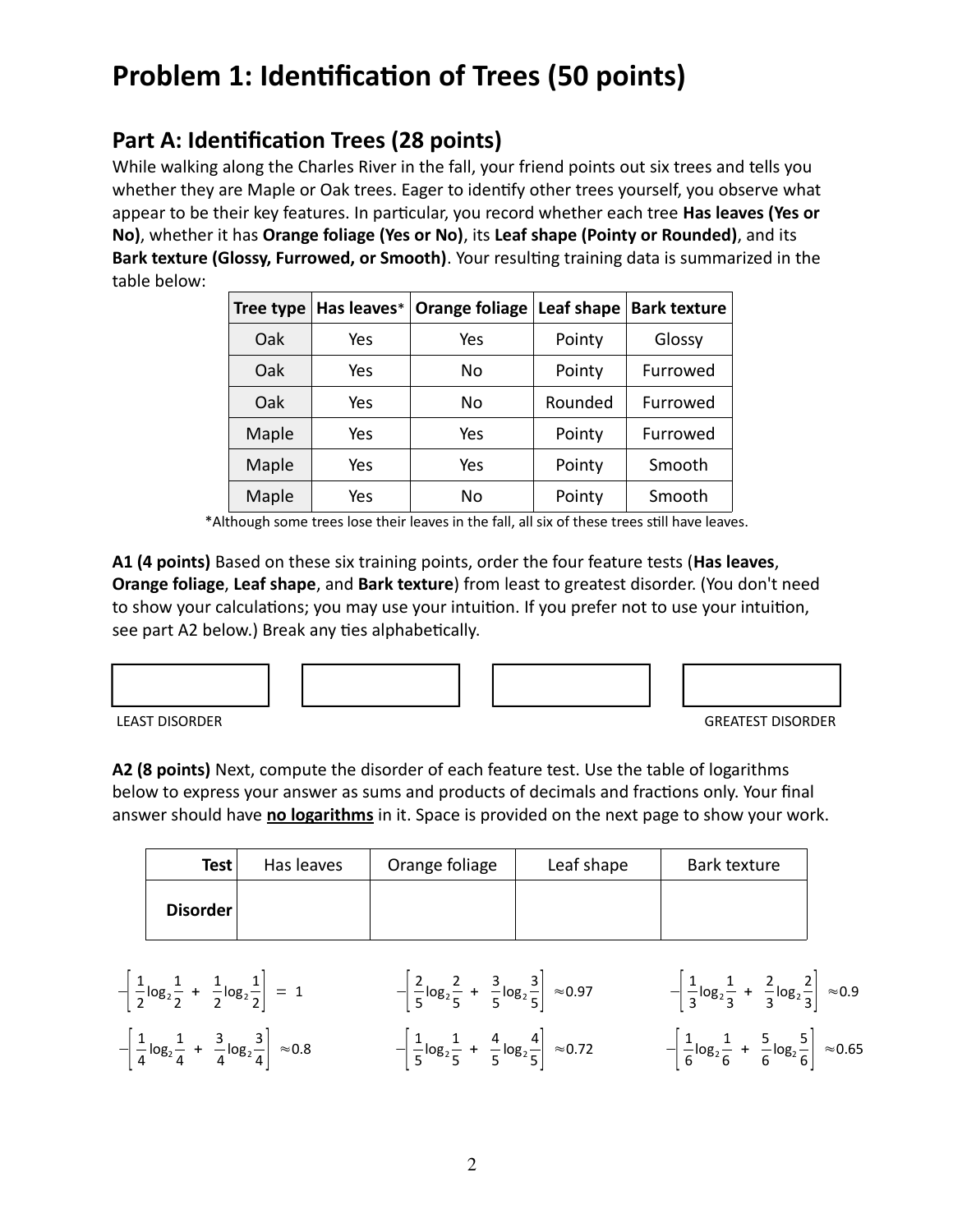# Problem 1: Identification of Trees (50 points)

## Part A: Identification Trees (28 points)

While walking along the Charles River in the fall, your friend points out six trees and tells you whether they are Maple or Oak trees. Eager to identify other trees yourself, you observe what appear to be their key features. In particular, you record whether each tree **Has leaves (Yes or No)**, whether it has **Orange foliage (Yes or No)**, its **Leaf shape (Pointy or Rounded)**, and its **Bark texture (Glossy, Furrowed, or Smooth)**. Your resulting training data is summarized in the table below:

| Tree type | Has leaves* | Orange foliage | Leaf shape | Bark texture |
|---|---|---|---|---|
| Oak | Yes | Yes | Pointy | Glossy |
| Oak | Yes | No | Pointy | Furrowed |
| Oak | Yes | No | Rounded | Furrowed |
| Maple | Yes | Yes | Pointy | Furrowed |
| Maple | Yes | Yes | Pointy | Smooth |
| Maple | Yes | No | Pointy | Smooth |

*Although some trees lose their leaves in the fall, all six of these trees still have leaves.

**A1 (4 points)** Based on these six training points, order the four feature tests (**Has leaves**, **Orange foliage**, **Leaf shape**, and **Bark texture**) from least to greatest disorder. (You don't need to show your calculations; you may use your intuition. If you prefer not to use your intuition, see part A2 below.) Break any ties alphabetically.

| | | | |
|---|---|---|---|
| | | | |

LEAST DISORDER &nbsp;&nbsp;&nbsp;&nbsp;&nbsp;&nbsp;&nbsp;&nbsp;&nbsp;&nbsp;&nbsp;&nbsp;&nbsp;&nbsp;&nbsp;&nbsp;&nbsp;&nbsp;&nbsp;&nbsp; GREATEST DISORDER

**A2 (8 points)** Next, compute the disorder of each feature test. Use the table of logarithms below to express your answer as sums and products of decimals and fractions only. Your final answer should have **no logarithms** in it. Space is provided on the next page to show your work.

| Test | Has leaves | Orange foliage | Leaf shape | Bark texture |
|---|---|---|---|---|
| Disorder | | | | |

$$-\left[\frac{1}{2}\log_2\frac{1}{2} + \frac{1}{2}\log_2\frac{1}{2}\right] = 1 \qquad -\left[\frac{2}{5}\log_2\frac{2}{5} + \frac{3}{5}\log_2\frac{3}{5}\right] \approx 0.97 \qquad -\left[\frac{1}{3}\log_2\frac{1}{3} + \frac{2}{3}\log_2\frac{2}{3}\right] \approx 0.9$$

$$-\left[\frac{1}{4}\log_2\frac{1}{4} + \frac{3}{4}\log_2\frac{3}{4}\right] \approx 0.8 \qquad -\left[\frac{1}{5}\log_2\frac{1}{5} + \frac{4}{5}\log_2\frac{4}{5}\right] \approx 0.72 \qquad -\left[\frac{1}{6}\log_2\frac{1}{6} + \frac{5}{6}\log_2\frac{5}{6}\right] \approx 0.65$$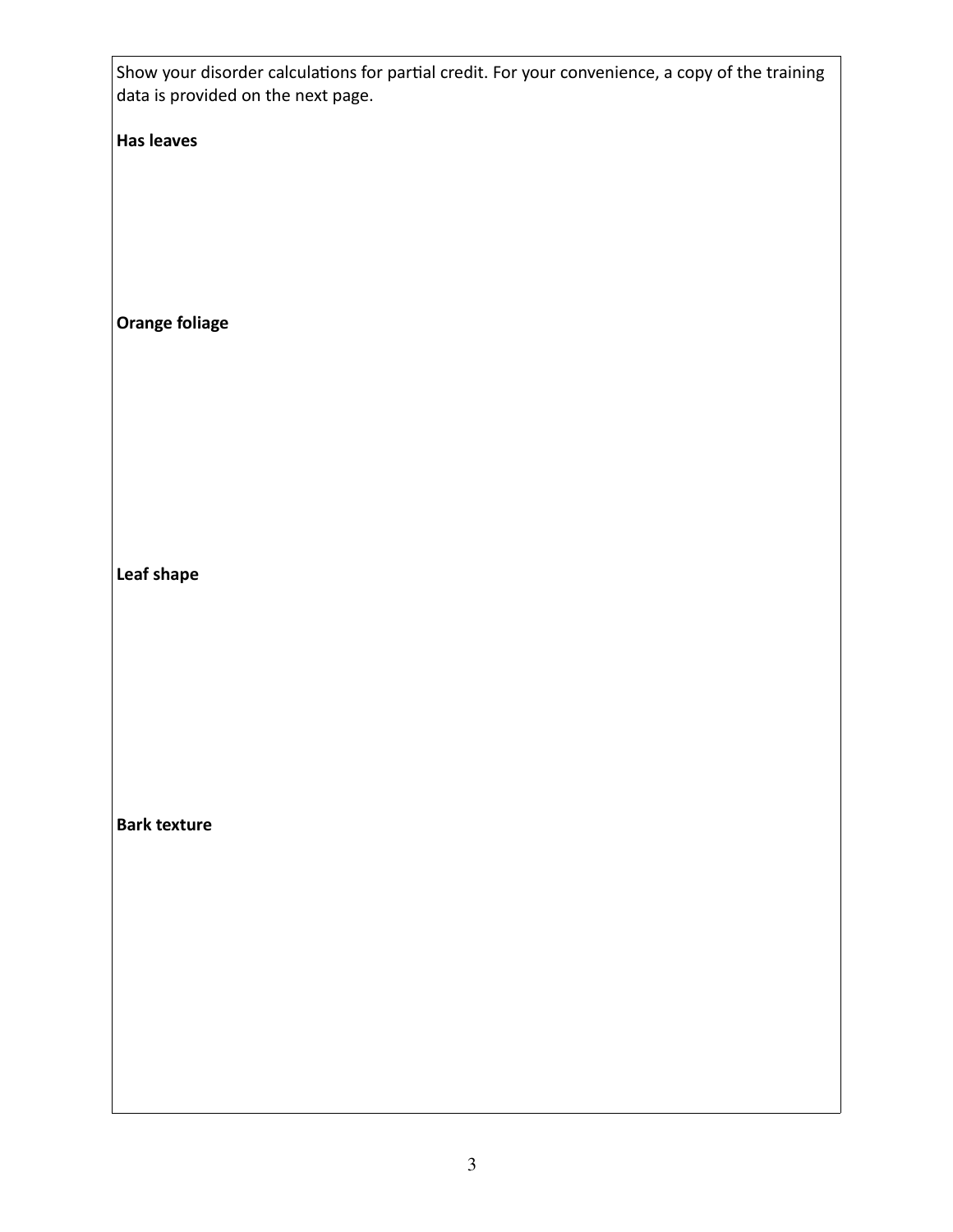Show your disorder calculations for partial credit. For your convenience, a copy of the training data is provided on the next page.

**Has leaves**

**Orange foliage**

**Leaf shape**

**Bark texture**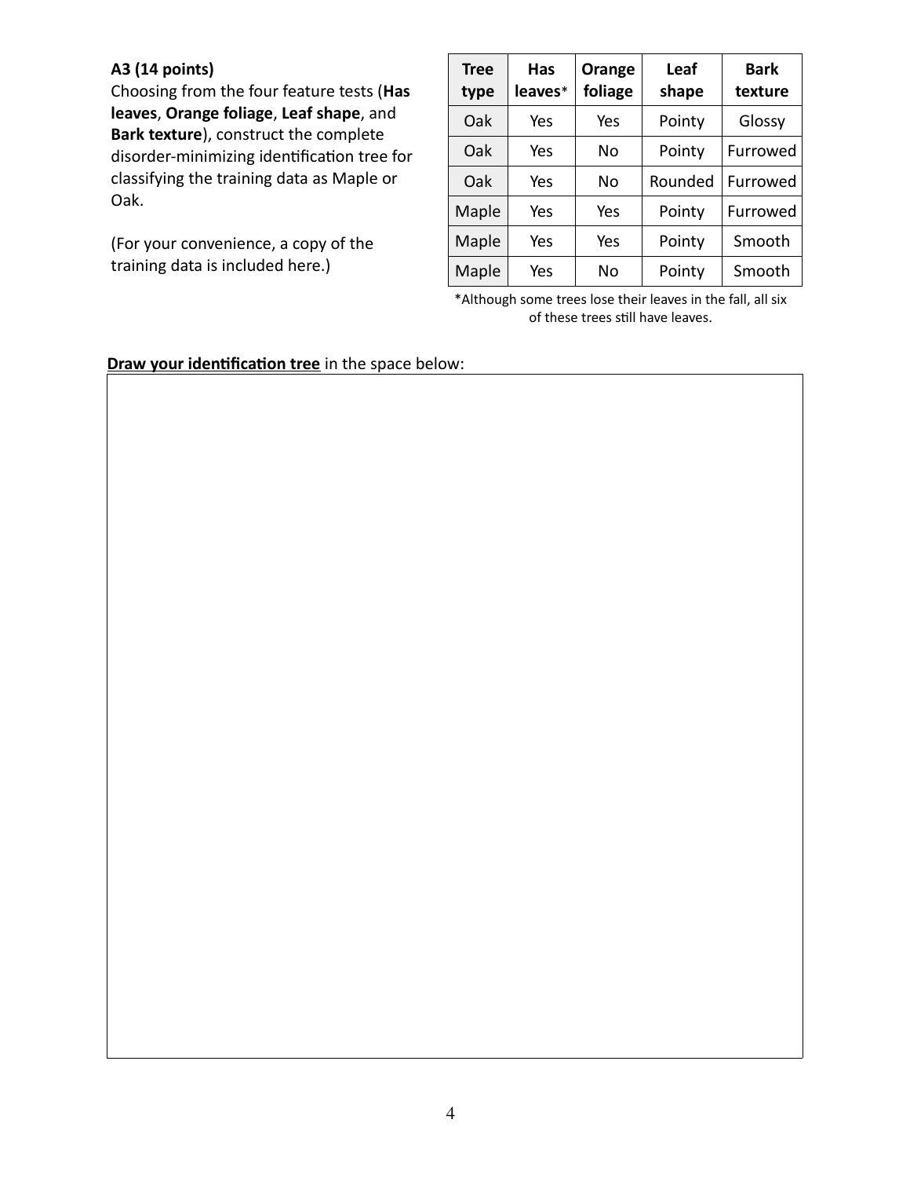**A3 (14 points)**

Choosing from the four feature tests (**Has leaves**, **Orange foliage**, **Leaf shape**, and **Bark texture**), construct the complete disorder-minimizing identification tree for classifying the training data as Maple or Oak.

(For your convenience, a copy of the training data is included here.)

| Tree type | Has leaves* | Orange foliage | Leaf shape | Bark texture |
|---|---|---|---|---|
| Oak | Yes | Yes | Pointy | Glossy |
| Oak | Yes | No | Pointy | Furrowed |
| Oak | Yes | No | Rounded | Furrowed |
| Maple | Yes | Yes | Pointy | Furrowed |
| Maple | Yes | Yes | Pointy | Smooth |
| Maple | Yes | No | Pointy | Smooth |

*Although some trees lose their leaves in the fall, all six of these trees still have leaves.

**Draw your identification tree** in the space below: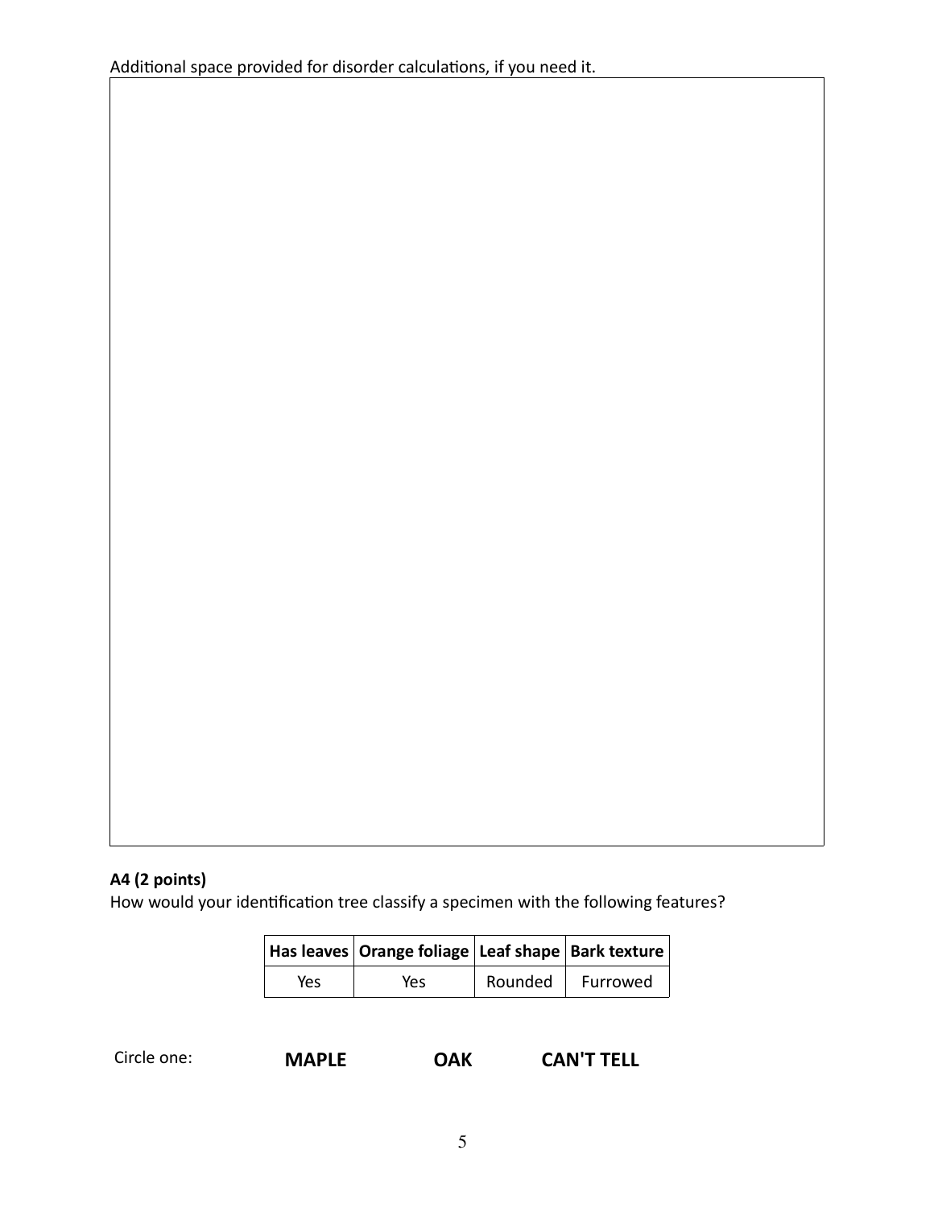Additional space provided for disorder calculations, if you need it.

**A4 (2 points)**
How would your identification tree classify a specimen with the following features?

| Has leaves | Orange foliage | Leaf shape | Bark texture |
|---|---|---|---|
| Yes | Yes | Rounded | Furrowed |

Circle one: **MAPLE** **OAK** **CAN'T TELL**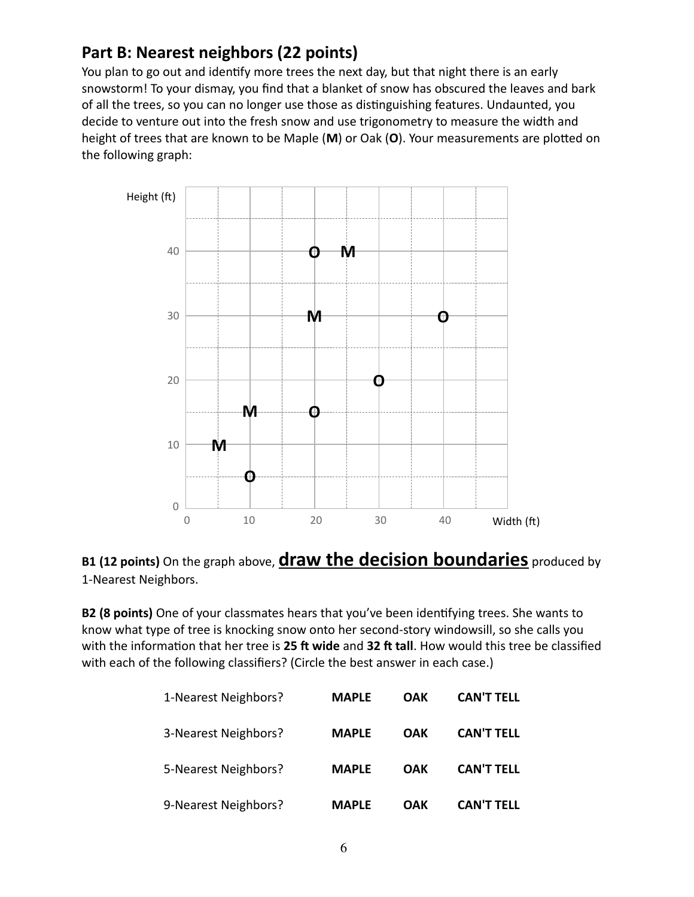## Part B: Nearest neighbors (22 points)

You plan to go out and identify more trees the next day, but that night there is an early snowstorm! To your dismay, you find that a blanket of snow has obscured the leaves and bark of all the trees, so you can no longer use those as distinguishing features. Undaunted, you decide to venture out into the fresh snow and use trigonometry to measure the width and height of trees that are known to be Maple (**M**) or Oak (**O**). Your measurements are plotted on the following graph:

**B1 (12 points)** On the graph above, **<u>draw the decision boundaries</u>** produced by 1-Nearest Neighbors.

**B2 (8 points)** One of your classmates hears that you've been identifying trees. She wants to know what type of tree is knocking snow onto her second-story windowsill, so she calls you with the information that her tree is **25 ft wide** and **32 ft tall**. How would this tree be classified with each of the following classifiers? (Circle the best answer in each case.)

| | | | |
|---|---|---|---|
| 1-Nearest Neighbors? | **MAPLE** | **OAK** | **CAN'T TELL** |
| 3-Nearest Neighbors? | **MAPLE** | **OAK** | **CAN'T TELL** |
| 5-Nearest Neighbors? | **MAPLE** | **OAK** | **CAN'T TELL** |
| 9-Nearest Neighbors? | **MAPLE** | **OAK** | **CAN'T TELL** |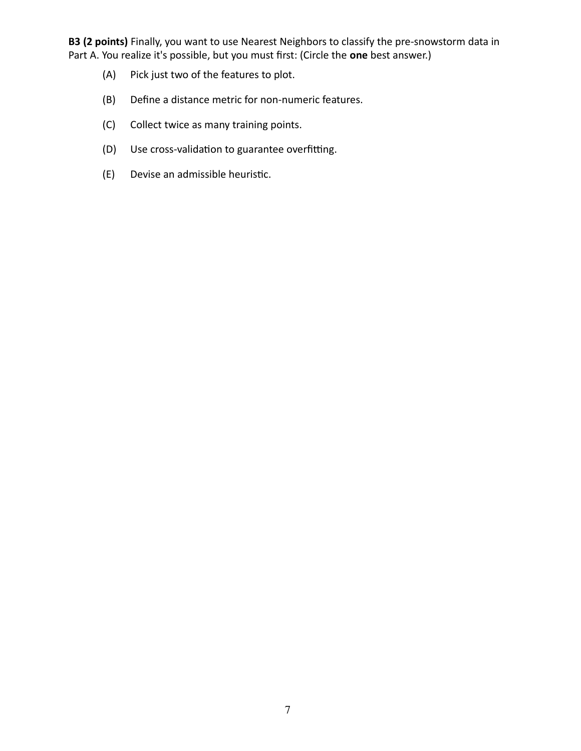**B3 (2 points)** Finally, you want to use Nearest Neighbors to classify the pre-snowstorm data in Part A. You realize it's possible, but you must first: (Circle the **one** best answer.)

(A) Pick just two of the features to plot.

(B) Define a distance metric for non-numeric features.

(C) Collect twice as many training points.

(D) Use cross-validation to guarantee overfitting.

(E) Devise an admissible heuristic.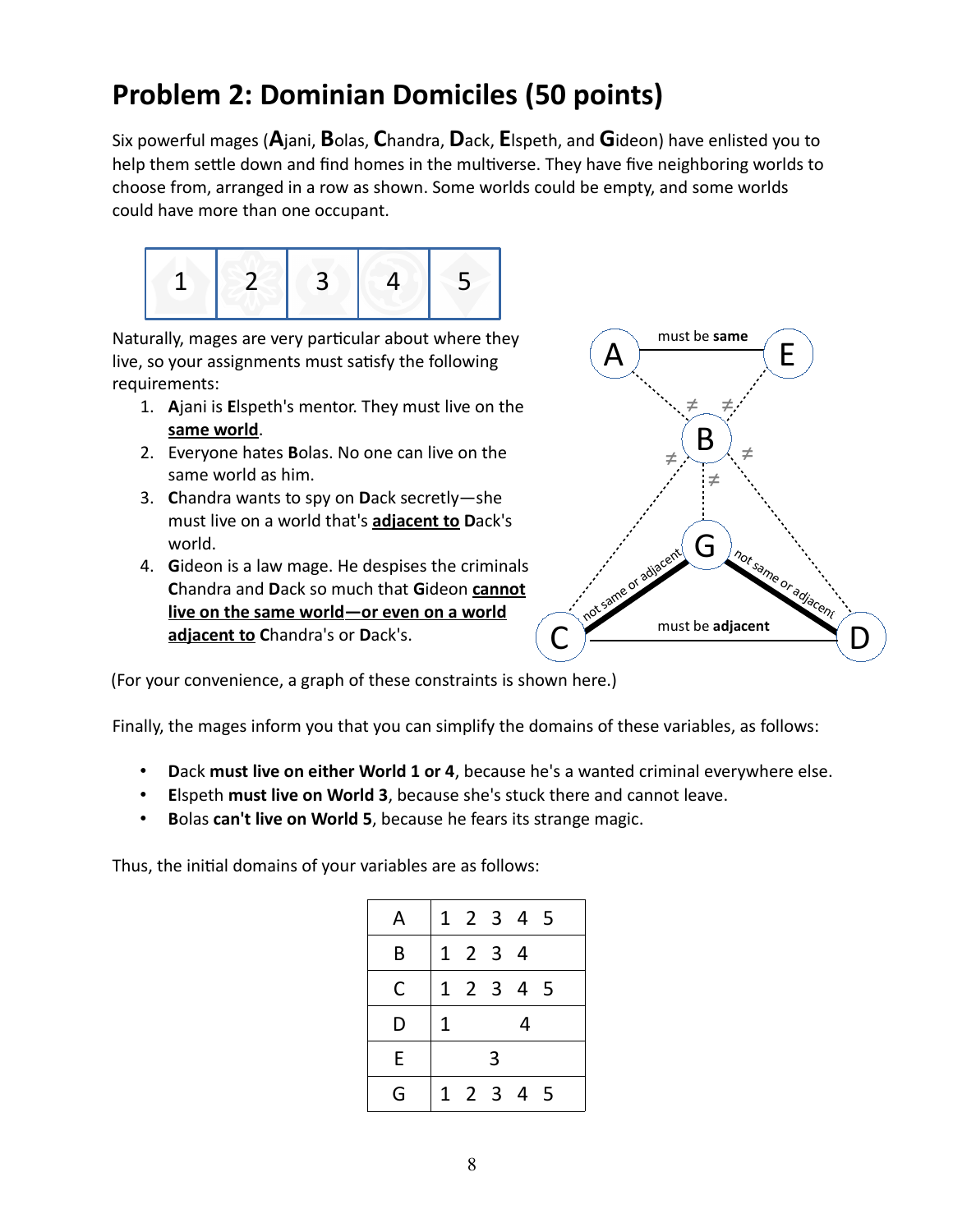# Problem 2: Dominian Domiciles (50 points)

Six powerful mages (**A**jani, **B**olas, **C**handra, **D**ack, **E**lspeth, and **G**ideon) have enlisted you to help them settle down and find homes in the multiverse. They have five neighboring worlds to choose from, arranged in a row as shown. Some worlds could be empty, and some worlds could have more than one occupant.

| 1 | 2 | 3 | 4 | 5 |
|---|---|---|---|---|

Naturally, mages are very particular about where they live, so your assignments must satisfy the following requirements:

1. **A**jani is **E**lspeth's mentor. They must live on the **same world**.
2. Everyone hates **B**olas. No one can live on the same world as him.
3. **C**handra wants to spy on **D**ack secretly—she must live on a world that's **adjacent to** **D**ack's world.
4. **G**ideon is a law mage. He despises the criminals **C**handra and **D**ack so much that **G**ideon **cannot live on the same world—or even on a world adjacent to** **C**handra's or **D**ack's.

(For your convenience, a graph of these constraints is shown here.)

Finally, the mages inform you that you can simplify the domains of these variables, as follows:

- **D**ack **must live on either World 1 or 4**, because he's a wanted criminal everywhere else.
- **E**lspeth **must live on World 3**, because she's stuck there and cannot leave.
- **B**olas **can't live on World 5**, because he fears its strange magic.

Thus, the initial domains of your variables are as follows:

| | |
|---|---|
| A | 1 2 3 4 5 |
| B | 1 2 3 4 |
| C | 1 2 3 4 5 |
| D | 1 4 |
| E | 3 |
| G | 1 2 3 4 5 |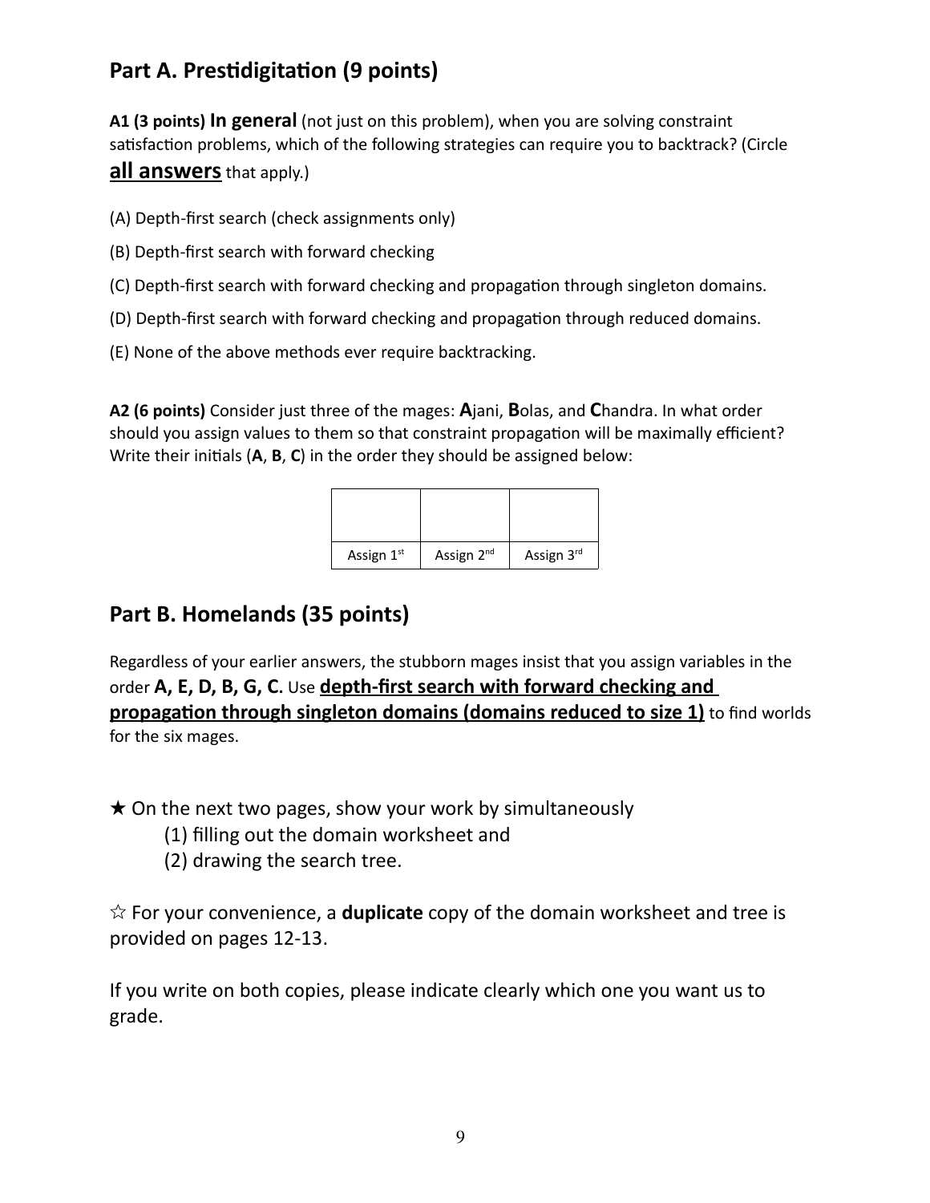## Part A. Prestidigitation (9 points)

**A1 (3 points) In general** (not just on this problem), when you are solving constraint satisfaction problems, which of the following strategies can require you to backtrack? (Circle **all answers** that apply.)

(A) Depth-first search (check assignments only)

(B) Depth-first search with forward checking

(C) Depth-first search with forward checking and propagation through singleton domains.

(D) Depth-first search with forward checking and propagation through reduced domains.

(E) None of the above methods ever require backtracking.

**A2 (6 points)** Consider just three of the mages: **A**jani, **B**olas, and **C**handra. In what order should you assign values to them so that constraint propagation will be maximally efficient? Write their initials (**A**, **B**, **C**) in the order they should be assigned below:

| | | |
|---|---|---|
| Assign 1st | Assign 2nd | Assign 3rd |

## Part B. Homelands (35 points)

Regardless of your earlier answers, the stubborn mages insist that you assign variables in the order **A, E, D, B, G, C.** Use **depth-first search with forward checking and propagation through singleton domains (domains reduced to size 1)** to find worlds for the six mages.

★ On the next two pages, show your work by simultaneously

(1) filling out the domain worksheet and

(2) drawing the search tree.

☆ For your convenience, a **duplicate** copy of the domain worksheet and tree is provided on pages 12-13.

If you write on both copies, please indicate clearly which one you want us to grade.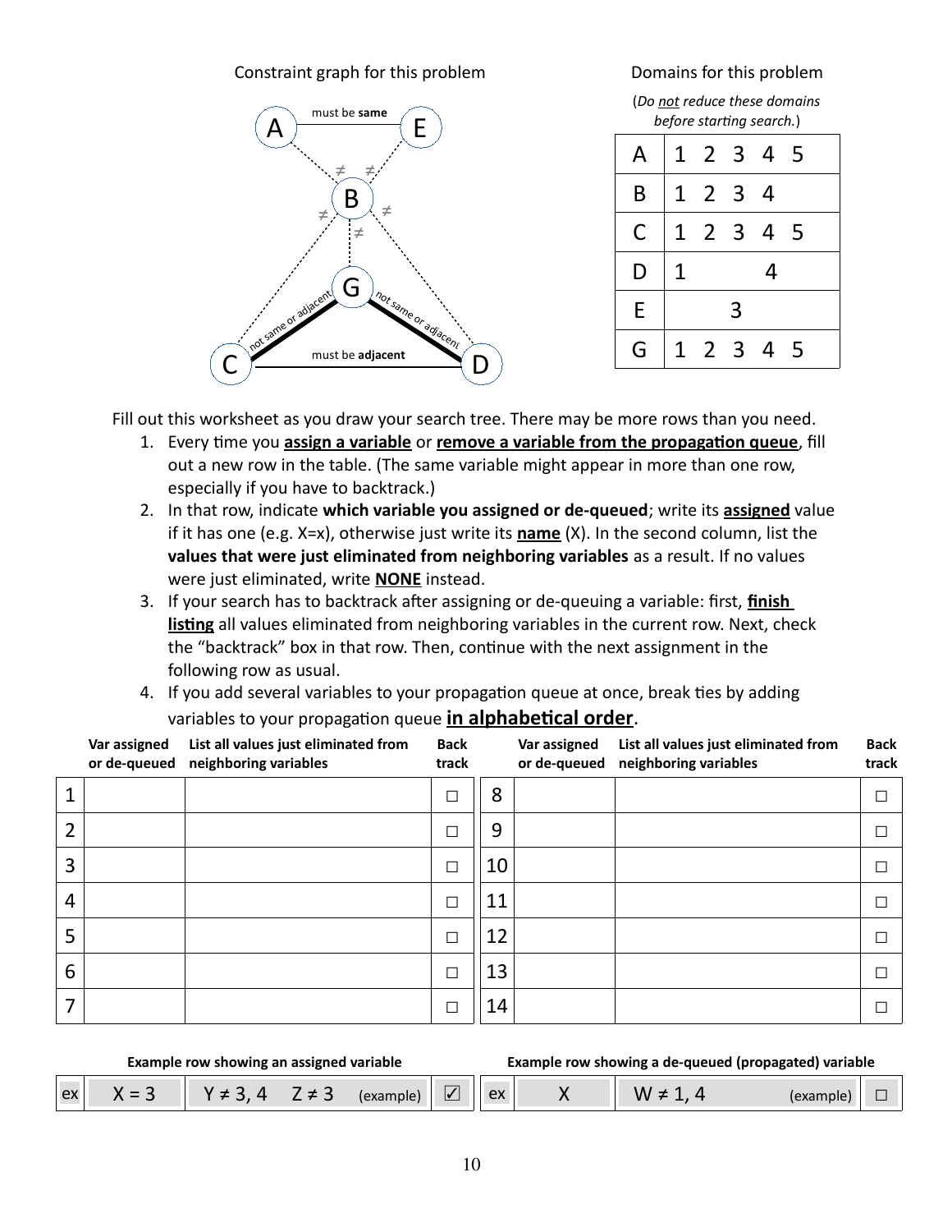Constraint graph for this problem

Domains for this problem

(*Do not reduce these domains before starting search.*)

| | |
|---|---|
| A | 1 2 3 4 5 |
| B | 1 2 3 4 |
| C | 1 2 3 4 5 |
| D | 1 4 |
| E | 3 |
| G | 1 2 3 4 5 |

Fill out this worksheet as you draw your search tree. There may be more rows than you need.

1. Every time you **assign a variable** or **remove a variable from the propagation queue**, fill out a new row in the table. (The same variable might appear in more than one row, especially if you have to backtrack.)
2. In that row, indicate **which variable you assigned or de-queued**; write its **assigned** value if it has one (e.g. X=x), otherwise just write its **name** (X). In the second column, list the **values that were just eliminated from neighboring variables** as a result. If no values were just eliminated, write **NONE** instead.
3. If your search has to backtrack after assigning or de-queuing a variable: first, **finish listing** all values eliminated from neighboring variables in the current row. Next, check the "backtrack" box in that row. Then, continue with the next assignment in the following row as usual.
4. If you add several variables to your propagation queue at once, break ties by adding variables to your propagation queue **in alphabetical order**.

| | Var assigned or de-queued | List all values just eliminated from neighboring variables | Back track |
|---|---|---|---|
| 1 | | | ☐ |
| 2 | | | ☐ |
| 3 | | | ☐ |
| 4 | | | ☐ |
| 5 | | | ☐ |
| 6 | | | ☐ |
| 7 | | | ☐ |
| 8 | | | ☐ |
| 9 | | | ☐ |
| 10 | | | ☐ |
| 11 | | | ☐ |
| 12 | | | ☐ |
| 13 | | | ☐ |
| 14 | | | ☐ |

**Example row showing an assigned variable**

| ex | X = 3 | Y ≠ 3, 4 Z ≠ 3 (example) | ☑ |
|---|---|---|---|

**Example row showing a de-queued (propagated) variable**

| ex | X | W ≠ 1, 4 (example) | ☐ |
|---|---|---|---|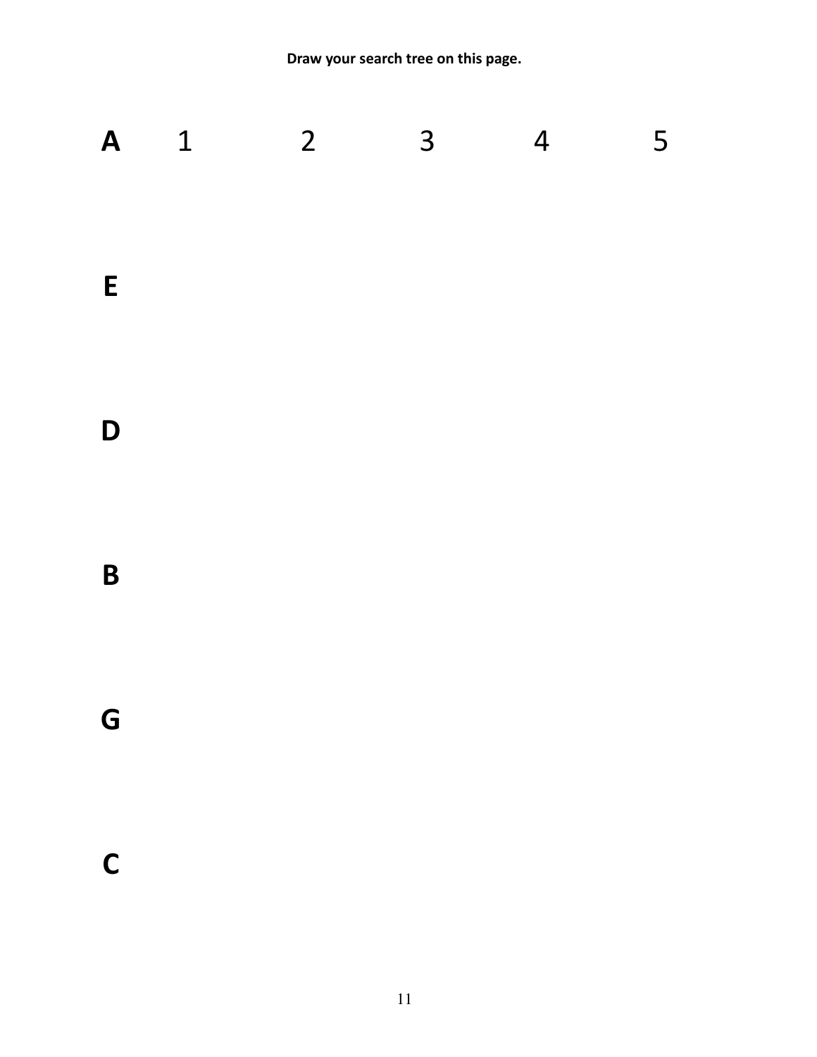**Draw your search tree on this page.**

**A** 1 2 3 4 5

**E**

**D**

**B**

**G**

**C**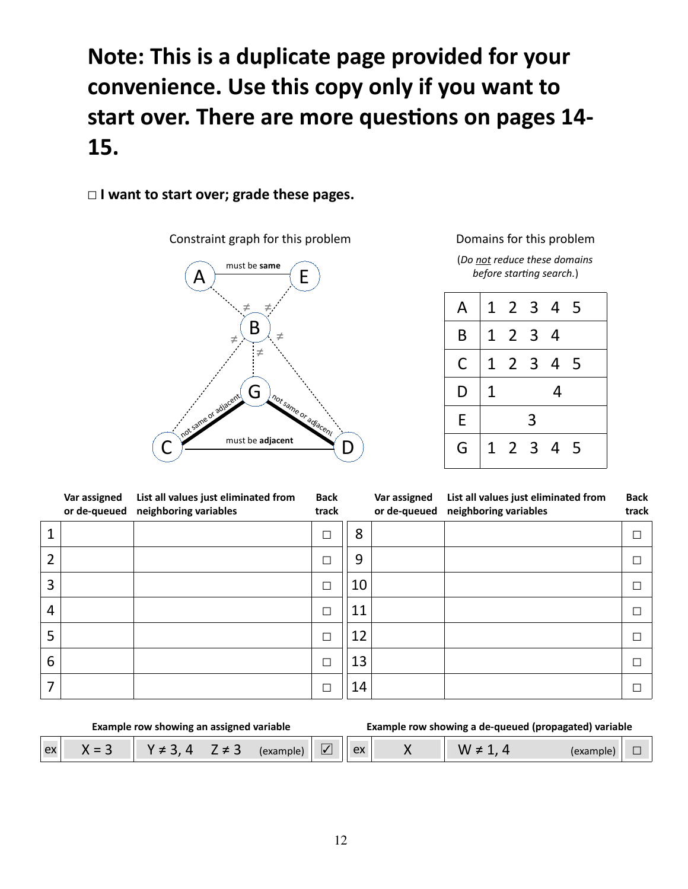**Note: This is a duplicate page provided for your convenience. Use this copy only if you want to start over. There are more questions on pages 14-15.**

□ **I want to start over; grade these pages.**

Constraint graph for this problem

A — E: must be **same**
A — B: ≠
E — B: ≠
B — C: ≠
B — D: ≠
B — G: ≠
C — G: not same or adjacent
G — D: not same or adjacent
C — D: must be **adjacent**

Domains for this problem

(*Do not reduce these domains before starting search.*)

| | |
|---|---|
| A | 1 2 3 4 5 |
| B | 1 2 3 4 |
| C | 1 2 3 4 5 |
| D | 1 4 |
| E | 3 |
| G | 1 2 3 4 5 |

| | Var assigned or de-queued | List all values just eliminated from neighboring variables | Back track | | Var assigned or de-queued | List all values just eliminated from neighboring variables | Back track |
|---|---|---|---|---|---|---|---|
| 1 | | | □ | 8 | | | □ |
| 2 | | | □ | 9 | | | □ |
| 3 | | | □ | 10 | | | □ |
| 4 | | | □ | 11 | | | □ |
| 5 | | | □ | 12 | | | □ |
| 6 | | | □ | 13 | | | □ |
| 7 | | | □ | 14 | | | □ |

| Example row showing an assigned variable | | | | Example row showing a de-queued (propagated) variable | | | |
|---|---|---|---|---|---|---|---|
| ex | X = 3 | Y ≠ 3, 4 Z ≠ 3 (example) | ☑ | ex | X | W ≠ 1, 4 (example) | □ |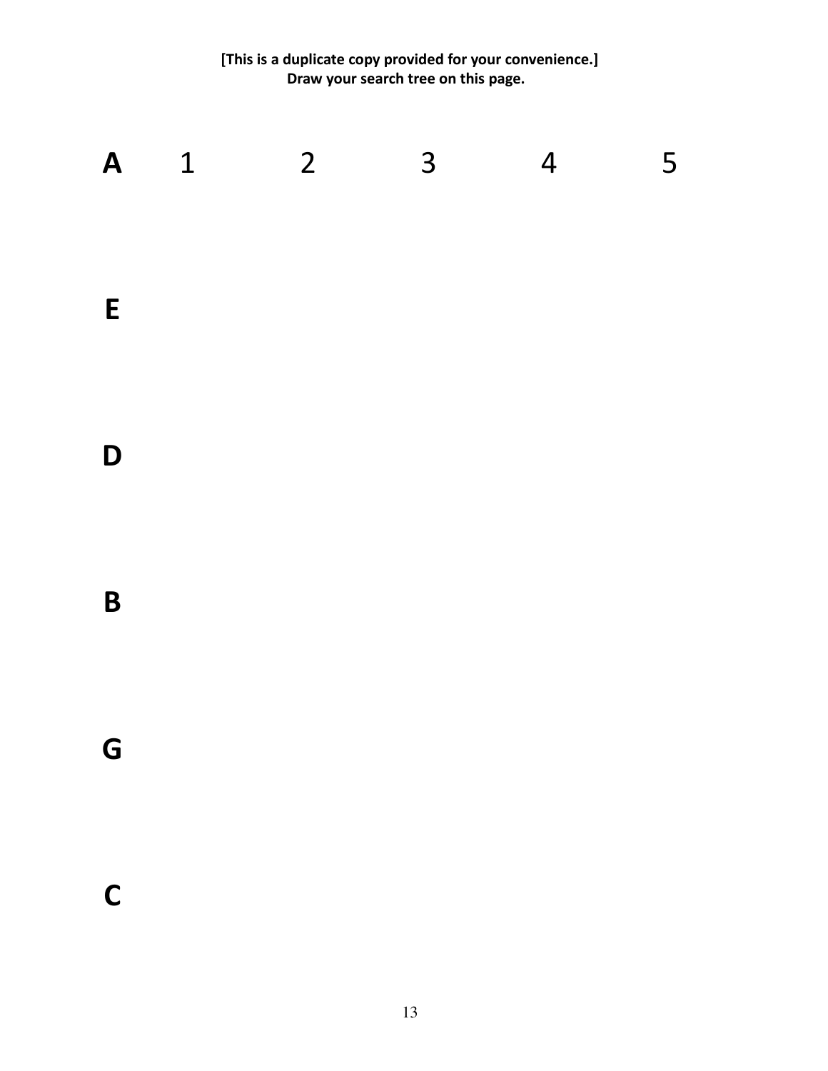**[This is a duplicate copy provided for your convenience.]**
**Draw your search tree on this page.**

**A**   1   2   3   4   5

**E**

**D**

**B**

**G**

**C**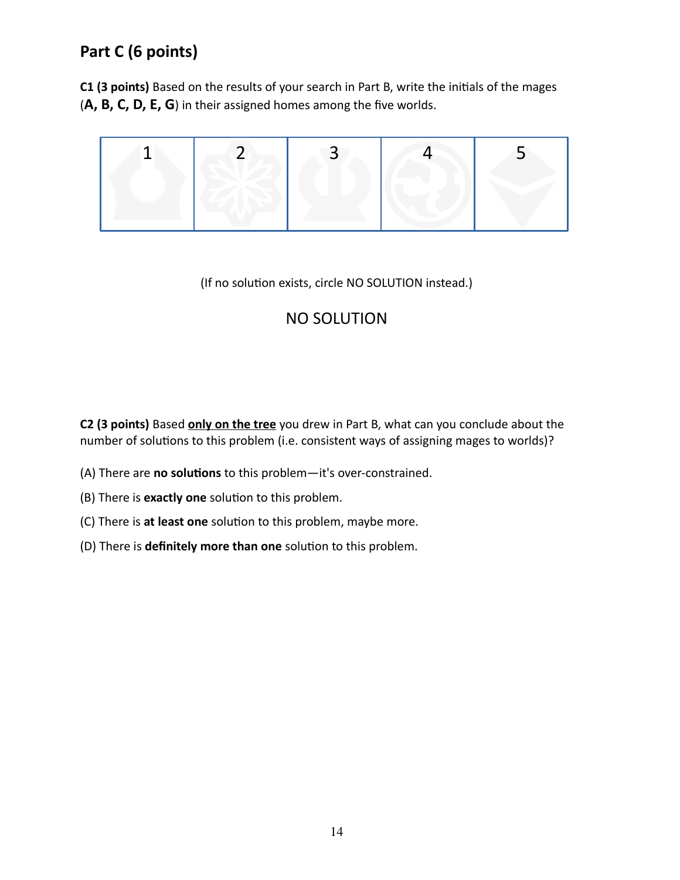## Part C (6 points)

**C1 (3 points)** Based on the results of your search in Part B, write the initials of the mages (**A, B, C, D, E, G**) in their assigned homes among the five worlds.

| 1 | 2 | 3 | 4 | 5 |
|---|---|---|---|---|
| | | | | |

(If no solution exists, circle NO SOLUTION instead.)

NO SOLUTION

**C2 (3 points)** Based **only on the tree** you drew in Part B, what can you conclude about the number of solutions to this problem (i.e. consistent ways of assigning mages to worlds)?

(A) There are **no solutions** to this problem—it's over-constrained.

(B) There is **exactly one** solution to this problem.

(C) There is **at least one** solution to this problem, maybe more.

(D) There is **definitely more than one** solution to this problem.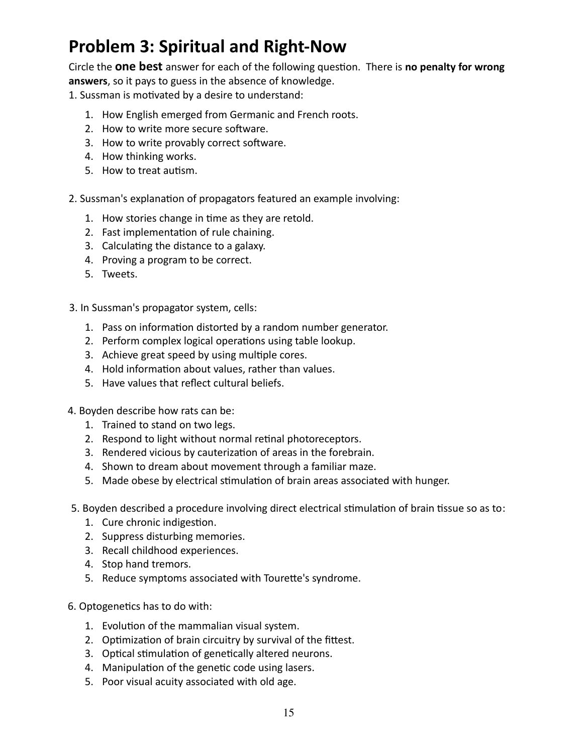# Problem 3: Spiritual and Right-Now

Circle the **one best** answer for each of the following question. There is **no penalty for wrong answers**, so it pays to guess in the absence of knowledge.

1. Sussman is motivated by a desire to understand:

    1. How English emerged from Germanic and French roots.
    2. How to write more secure software.
    3. How to write provably correct software.
    4. How thinking works.
    5. How to treat autism.

2. Sussman's explanation of propagators featured an example involving:

    1. How stories change in time as they are retold.
    2. Fast implementation of rule chaining.
    3. Calculating the distance to a galaxy.
    4. Proving a program to be correct.
    5. Tweets.

3. In Sussman's propagator system, cells:

    1. Pass on information distorted by a random number generator.
    2. Perform complex logical operations using table lookup.
    3. Achieve great speed by using multiple cores.
    4. Hold information about values, rather than values.
    5. Have values that reflect cultural beliefs.

4. Boyden describe how rats can be:

    1. Trained to stand on two legs.
    2. Respond to light without normal retinal photoreceptors.
    3. Rendered vicious by cauterization of areas in the forebrain.
    4. Shown to dream about movement through a familiar maze.
    5. Made obese by electrical stimulation of brain areas associated with hunger.

5. Boyden described a procedure involving direct electrical stimulation of brain tissue so as to:

    1. Cure chronic indigestion.
    2. Suppress disturbing memories.
    3. Recall childhood experiences.
    4. Stop hand tremors.
    5. Reduce symptoms associated with Tourette's syndrome.

6. Optogenetics has to do with:

    1. Evolution of the mammalian visual system.
    2. Optimization of brain circuitry by survival of the fittest.
    3. Optical stimulation of genetically altered neurons.
    4. Manipulation of the genetic code using lasers.
    5. Poor visual acuity associated with old age.